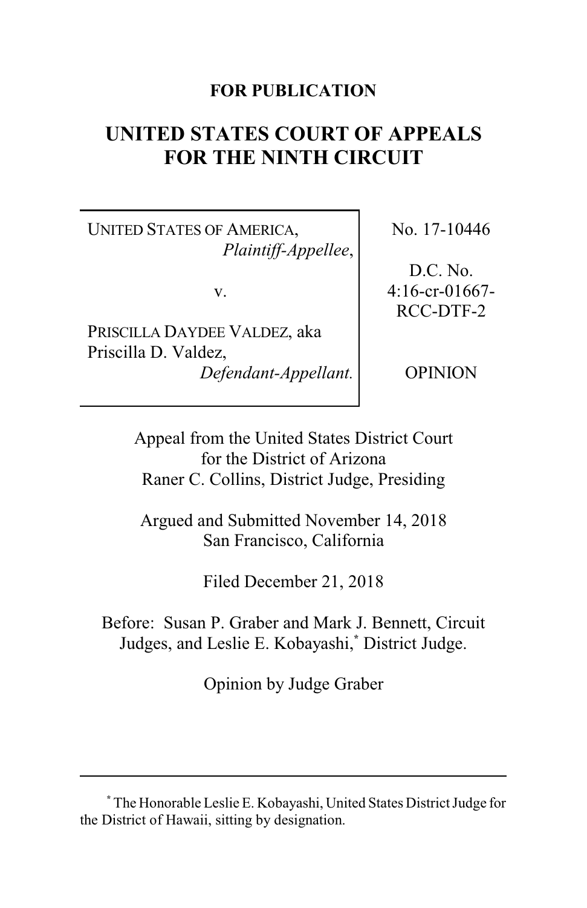**FOR PUBLICATION**

# UNITED STATES COURT OF APPEALS FOR THE NINTH CIRCUIT

| | |
|---|---|
| UNITED STATES OF AMERICA, *Plaintiff-Appellee*, v. PRISCILLA DAYDEE VALDEZ, aka Priscilla D. Valdez, *Defendant-Appellant.* | No. 17-10446 D.C. No. 4:16-cr-01667-RCC-DTF-2 OPINION |

Appeal from the United States District Court for the District of Arizona
Raner C. Collins, District Judge, Presiding

Argued and Submitted November 14, 2018
San Francisco, California

Filed December 21, 2018

Before: Susan P. Graber and Mark J. Bennett, Circuit Judges, and Leslie E. Kobayashi,* District Judge.

Opinion by Judge Graber

---

\* The Honorable Leslie E. Kobayashi, United States District Judge for the District of Hawaii, sitting by designation.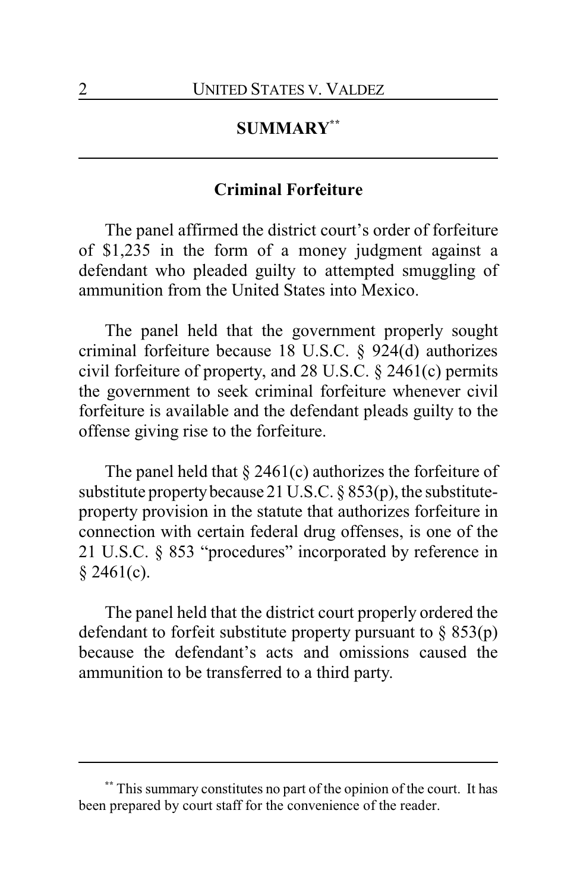# SUMMARY[**]

## Criminal Forfeiture

The panel affirmed the district court's order of forfeiture of $1,235 in the form of a money judgment against a defendant who pleaded guilty to attempted smuggling of ammunition from the United States into Mexico.

The panel held that the government properly sought criminal forfeiture because 18 U.S.C. § 924(d) authorizes civil forfeiture of property, and 28 U.S.C. § 2461(c) permits the government to seek criminal forfeiture whenever civil forfeiture is available and the defendant pleads guilty to the offense giving rise to the forfeiture.

The panel held that § 2461(c) authorizes the forfeiture of substitute property because 21 U.S.C. § 853(p), the substitute-property provision in the statute that authorizes forfeiture in connection with certain federal drug offenses, is one of the 21 U.S.C. § 853 "procedures" incorporated by reference in § 2461(c).

The panel held that the district court properly ordered the defendant to forfeit substitute property pursuant to § 853(p) because the defendant's acts and omissions caused the ammunition to be transferred to a third party.

---

[**] This summary constitutes no part of the opinion of the court. It has been prepared by court staff for the convenience of the reader.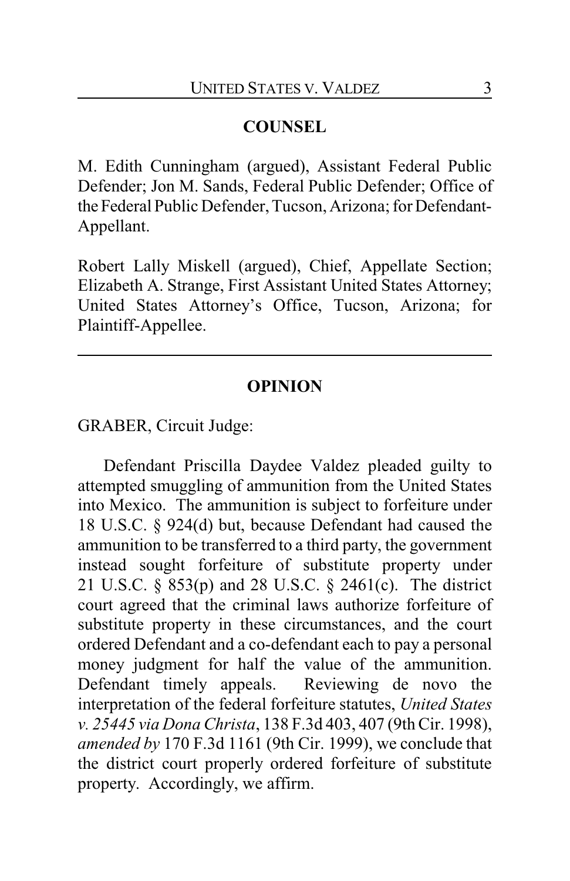## COUNSEL

M. Edith Cunningham (argued), Assistant Federal Public Defender; Jon M. Sands, Federal Public Defender; Office of the Federal Public Defender, Tucson, Arizona; for Defendant-Appellant.

Robert Lally Miskell (argued), Chief, Appellate Section; Elizabeth A. Strange, First Assistant United States Attorney; United States Attorney's Office, Tucson, Arizona; for Plaintiff-Appellee.

---

## OPINION

GRABER, Circuit Judge:

Defendant Priscilla Daydee Valdez pleaded guilty to attempted smuggling of ammunition from the United States into Mexico. The ammunition is subject to forfeiture under 18 U.S.C. § 924(d) but, because Defendant had caused the ammunition to be transferred to a third party, the government instead sought forfeiture of substitute property under 21 U.S.C. § 853(p) and 28 U.S.C. § 2461(c). The district court agreed that the criminal laws authorize forfeiture of substitute property in these circumstances, and the court ordered Defendant and a co-defendant each to pay a personal money judgment for half the value of the ammunition. Defendant timely appeals. Reviewing de novo the interpretation of the federal forfeiture statutes, *United States v. 25445 via Dona Christa*, 138 F.3d 403, 407 (9th Cir. 1998), *amended by* 170 F.3d 1161 (9th Cir. 1999), we conclude that the district court properly ordered forfeiture of substitute property. Accordingly, we affirm.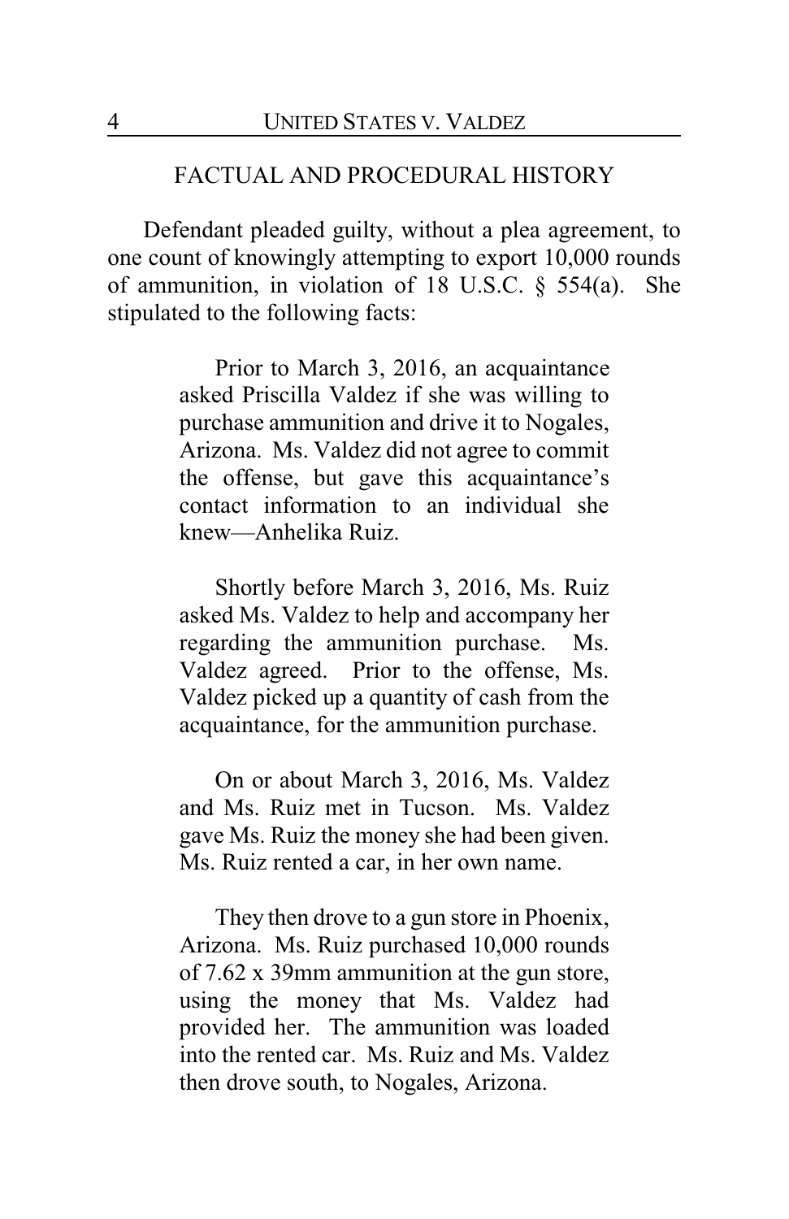## FACTUAL AND PROCEDURAL HISTORY

Defendant pleaded guilty, without a plea agreement, to one count of knowingly attempting to export 10,000 rounds of ammunition, in violation of 18 U.S.C. § 554(a). She stipulated to the following facts:

> Prior to March 3, 2016, an acquaintance asked Priscilla Valdez if she was willing to purchase ammunition and drive it to Nogales, Arizona. Ms. Valdez did not agree to commit the offense, but gave this acquaintance's contact information to an individual she knew—Anhelika Ruiz.
>
> Shortly before March 3, 2016, Ms. Ruiz asked Ms. Valdez to help and accompany her regarding the ammunition purchase. Ms. Valdez agreed. Prior to the offense, Ms. Valdez picked up a quantity of cash from the acquaintance, for the ammunition purchase.
>
> On or about March 3, 2016, Ms. Valdez and Ms. Ruiz met in Tucson. Ms. Valdez gave Ms. Ruiz the money she had been given. Ms. Ruiz rented a car, in her own name.
>
> They then drove to a gun store in Phoenix, Arizona. Ms. Ruiz purchased 10,000 rounds of 7.62 x 39mm ammunition at the gun store, using the money that Ms. Valdez had provided her. The ammunition was loaded into the rented car. Ms. Ruiz and Ms. Valdez then drove south, to Nogales, Arizona.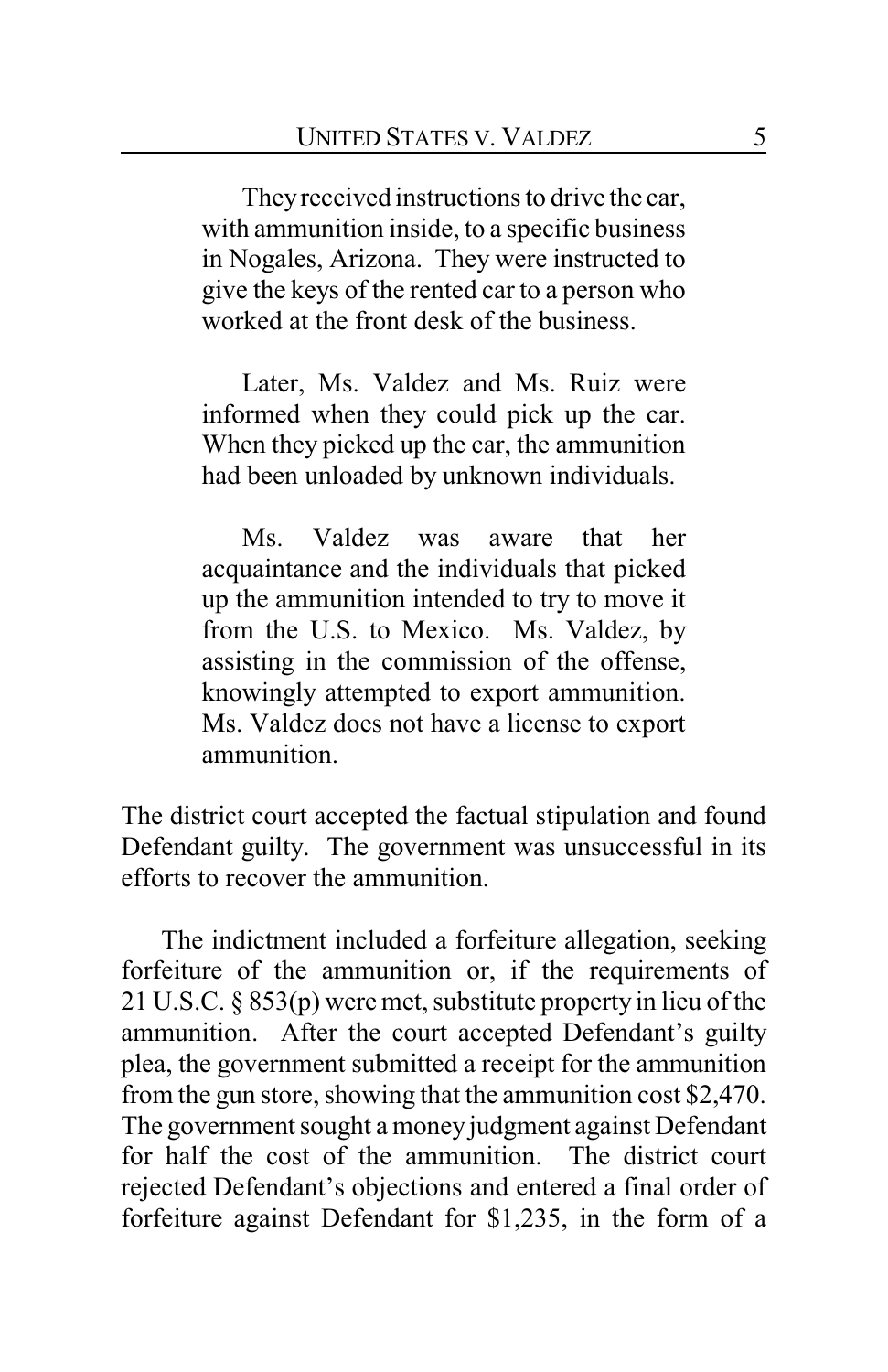> They received instructions to drive the car, with ammunition inside, to a specific business in Nogales, Arizona. They were instructed to give the keys of the rented car to a person who worked at the front desk of the business.
>
> Later, Ms. Valdez and Ms. Ruiz were informed when they could pick up the car. When they picked up the car, the ammunition had been unloaded by unknown individuals.
>
> Ms. Valdez was aware that her acquaintance and the individuals that picked up the ammunition intended to try to move it from the U.S. to Mexico. Ms. Valdez, by assisting in the commission of the offense, knowingly attempted to export ammunition. Ms. Valdez does not have a license to export ammunition.

The district court accepted the factual stipulation and found Defendant guilty. The government was unsuccessful in its efforts to recover the ammunition.

The indictment included a forfeiture allegation, seeking forfeiture of the ammunition or, if the requirements of 21 U.S.C. § 853(p) were met, substitute property in lieu of the ammunition. After the court accepted Defendant's guilty plea, the government submitted a receipt for the ammunition from the gun store, showing that the ammunition cost $2,470. The government sought a money judgment against Defendant for half the cost of the ammunition. The district court rejected Defendant's objections and entered a final order of forfeiture against Defendant for $1,235, in the form of a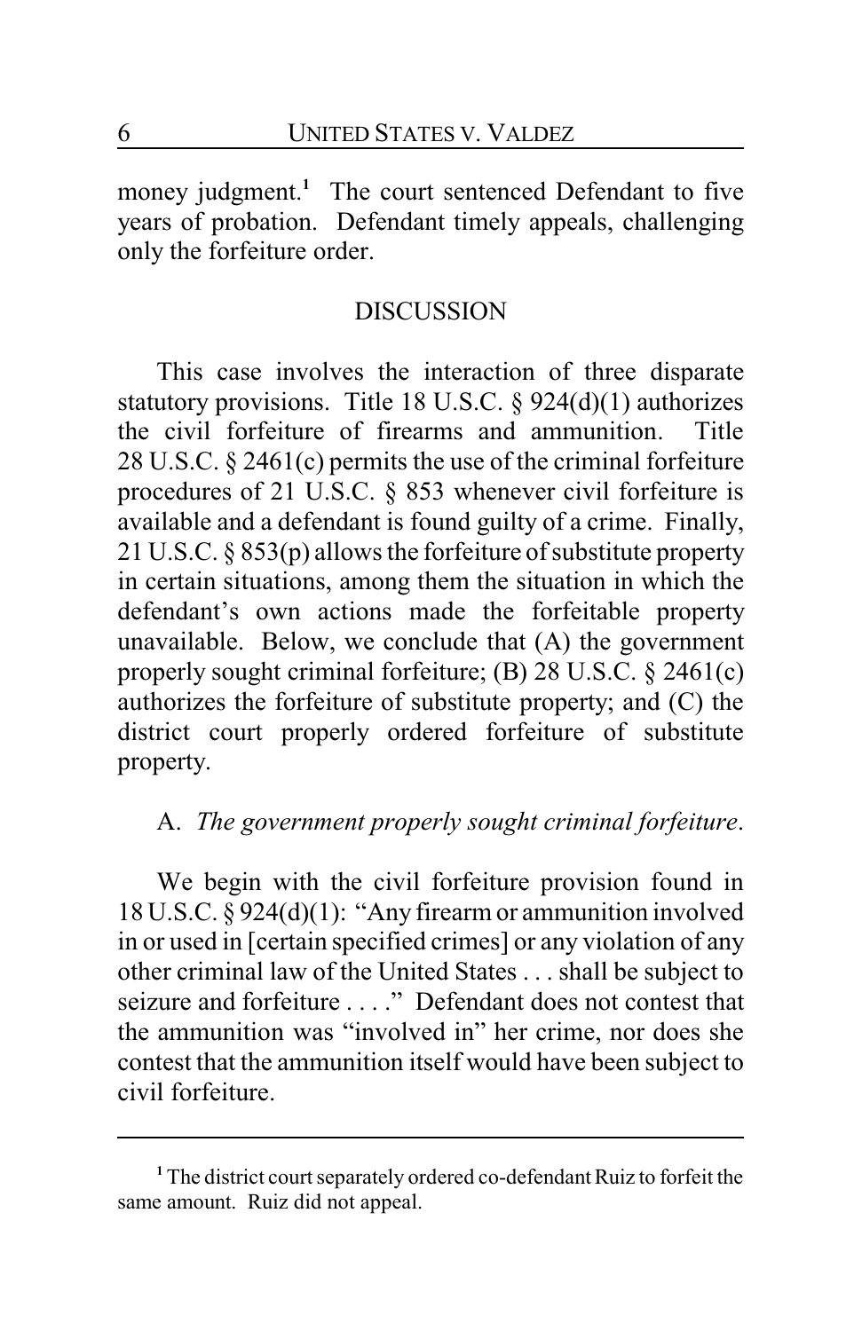money judgment.[1] The court sentenced Defendant to five years of probation. Defendant timely appeals, challenging only the forfeiture order.

## DISCUSSION

This case involves the interaction of three disparate statutory provisions. Title 18 U.S.C. § 924(d)(1) authorizes the civil forfeiture of firearms and ammunition. Title 28 U.S.C. § 2461(c) permits the use of the criminal forfeiture procedures of 21 U.S.C. § 853 whenever civil forfeiture is available and a defendant is found guilty of a crime. Finally, 21 U.S.C. § 853(p) allows the forfeiture of substitute property in certain situations, among them the situation in which the defendant's own actions made the forfeitable property unavailable. Below, we conclude that (A) the government properly sought criminal forfeiture; (B) 28 U.S.C. § 2461(c) authorizes the forfeiture of substitute property; and (C) the district court properly ordered forfeiture of substitute property.

### A. *The government properly sought criminal forfeiture*.

We begin with the civil forfeiture provision found in 18 U.S.C. § 924(d)(1): "Any firearm or ammunition involved in or used in [certain specified crimes] or any violation of any other criminal law of the United States . . . shall be subject to seizure and forfeiture . . . ." Defendant does not contest that the ammunition was "involved in" her crime, nor does she contest that the ammunition itself would have been subject to civil forfeiture.

---

[1] The district court separately ordered co-defendant Ruiz to forfeit the same amount. Ruiz did not appeal.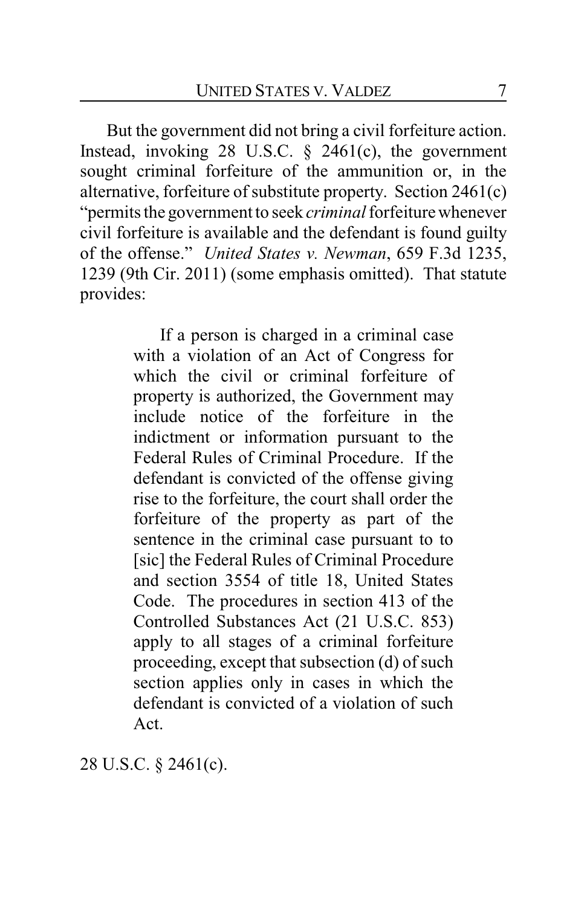But the government did not bring a civil forfeiture action. Instead, invoking 28 U.S.C. § 2461(c), the government sought criminal forfeiture of the ammunition or, in the alternative, forfeiture of substitute property. Section 2461(c) "permits the government to seek *criminal* forfeiture whenever civil forfeiture is available and the defendant is found guilty of the offense." *United States v. Newman*, 659 F.3d 1235, 1239 (9th Cir. 2011) (some emphasis omitted). That statute provides:

> If a person is charged in a criminal case with a violation of an Act of Congress for which the civil or criminal forfeiture of property is authorized, the Government may include notice of the forfeiture in the indictment or information pursuant to the Federal Rules of Criminal Procedure. If the defendant is convicted of the offense giving rise to the forfeiture, the court shall order the forfeiture of the property as part of the sentence in the criminal case pursuant to to [sic] the Federal Rules of Criminal Procedure and section 3554 of title 18, United States Code. The procedures in section 413 of the Controlled Substances Act (21 U.S.C. 853) apply to all stages of a criminal forfeiture proceeding, except that subsection (d) of such section applies only in cases in which the defendant is convicted of a violation of such Act.

28 U.S.C. § 2461(c).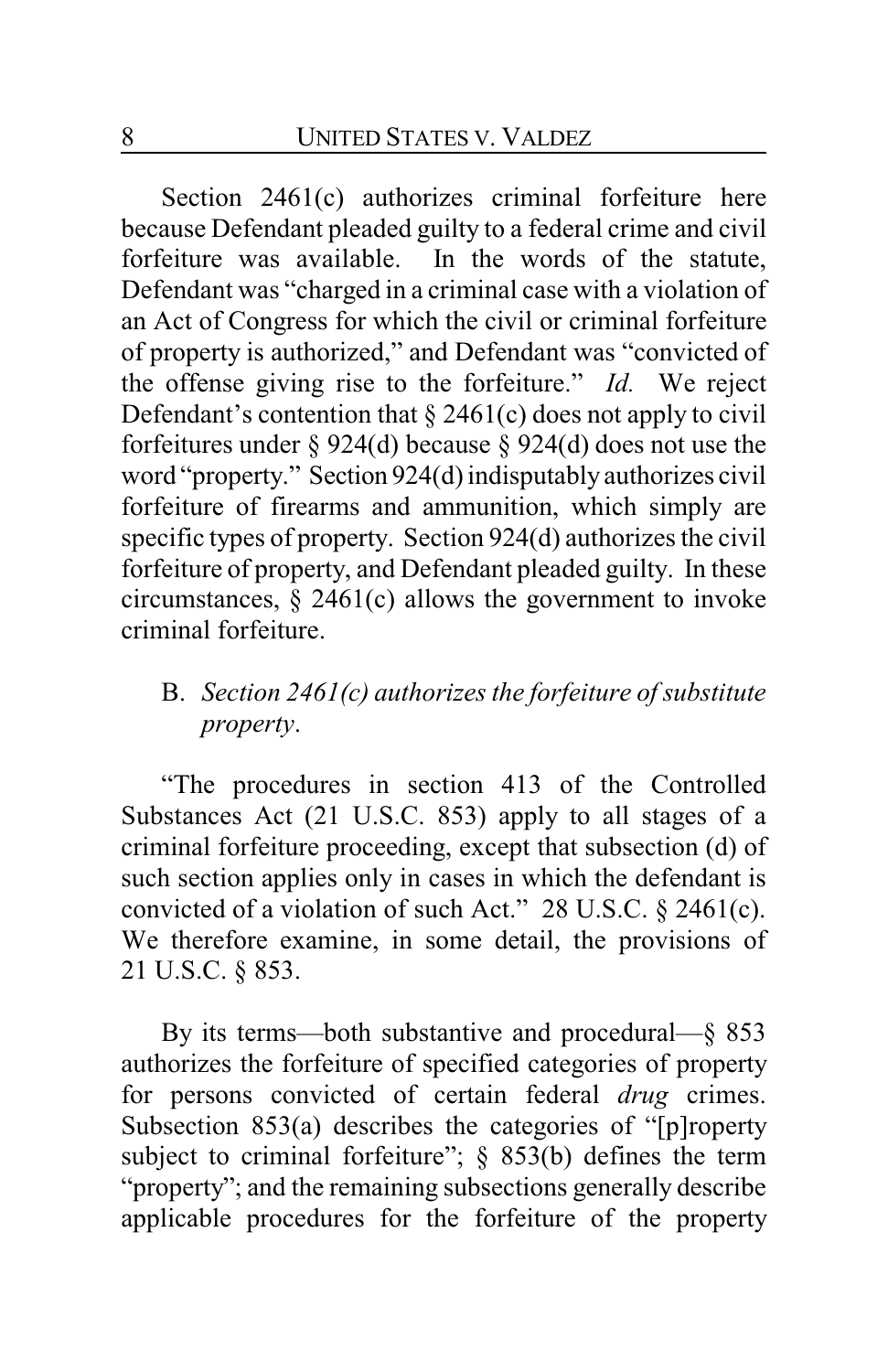Section 2461(c) authorizes criminal forfeiture here because Defendant pleaded guilty to a federal crime and civil forfeiture was available. In the words of the statute, Defendant was "charged in a criminal case with a violation of an Act of Congress for which the civil or criminal forfeiture of property is authorized," and Defendant was "convicted of the offense giving rise to the forfeiture." *Id.* We reject Defendant's contention that § 2461(c) does not apply to civil forfeitures under § 924(d) because § 924(d) does not use the word "property." Section 924(d) indisputably authorizes civil forfeiture of firearms and ammunition, which simply are specific types of property. Section 924(d) authorizes the civil forfeiture of property, and Defendant pleaded guilty. In these circumstances, § 2461(c) allows the government to invoke criminal forfeiture.

B. *Section 2461(c) authorizes the forfeiture of substitute property*.

"The procedures in section 413 of the Controlled Substances Act (21 U.S.C. 853) apply to all stages of a criminal forfeiture proceeding, except that subsection (d) of such section applies only in cases in which the defendant is convicted of a violation of such Act." 28 U.S.C. § 2461(c). We therefore examine, in some detail, the provisions of 21 U.S.C. § 853.

By its terms—both substantive and procedural—§ 853 authorizes the forfeiture of specified categories of property for persons convicted of certain federal *drug* crimes. Subsection 853(a) describes the categories of "[p]roperty subject to criminal forfeiture"; § 853(b) defines the term "property"; and the remaining subsections generally describe applicable procedures for the forfeiture of the property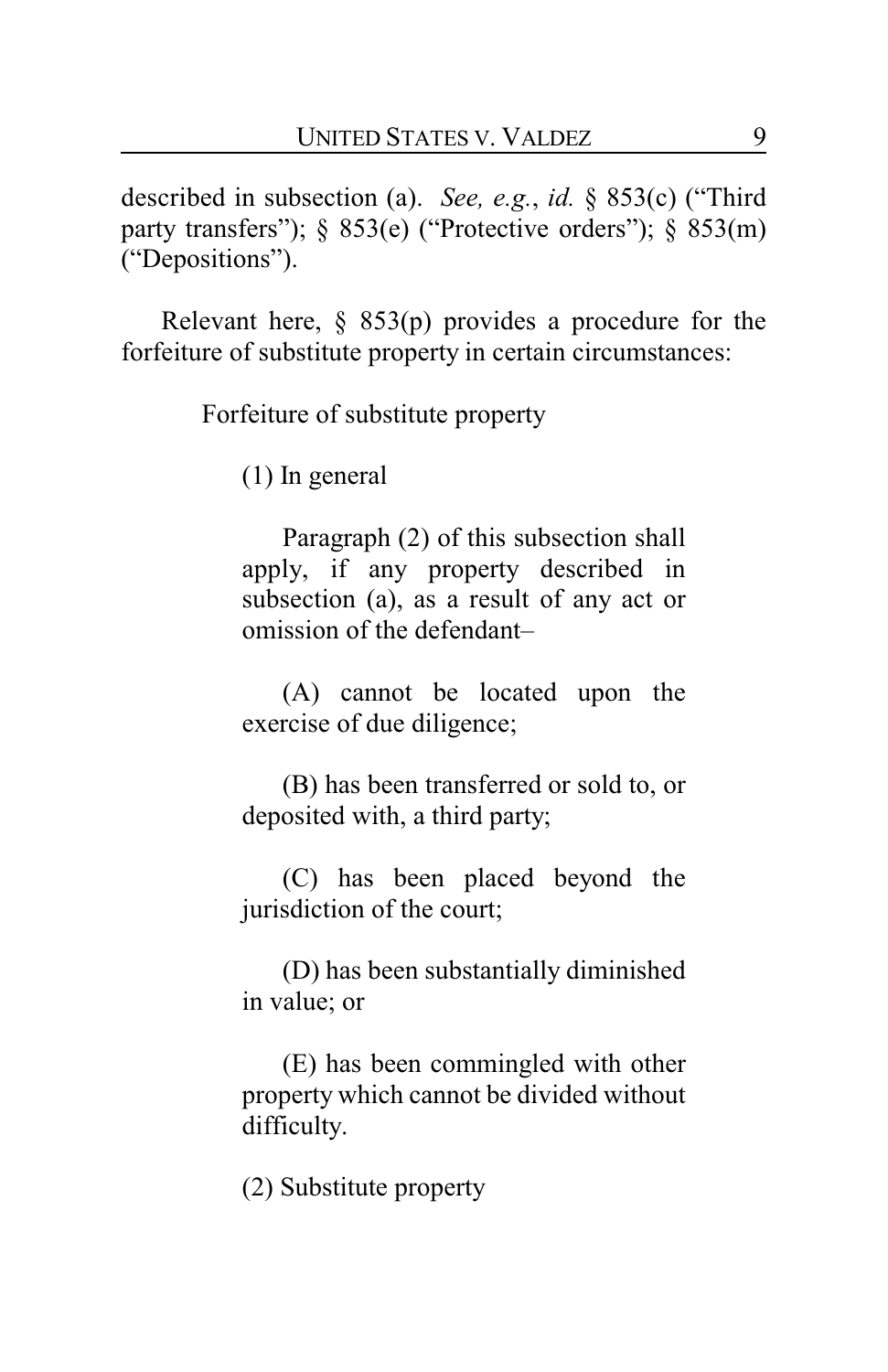described in subsection (a). *See, e.g.*, *id.* § 853(c) ("Third party transfers"); § 853(e) ("Protective orders"); § 853(m) ("Depositions").

Relevant here, § 853(p) provides a procedure for the forfeiture of substitute property in certain circumstances:

> Forfeiture of substitute property
>
> (1) In general
>
> > Paragraph (2) of this subsection shall apply, if any property described in subsection (a), as a result of any act or omission of the defendant–
> >
> > (A) cannot be located upon the exercise of due diligence;
> >
> > (B) has been transferred or sold to, or deposited with, a third party;
> >
> > (C) has been placed beyond the jurisdiction of the court;
> >
> > (D) has been substantially diminished in value; or
> >
> > (E) has been commingled with other property which cannot be divided without difficulty.
>
> (2) Substitute property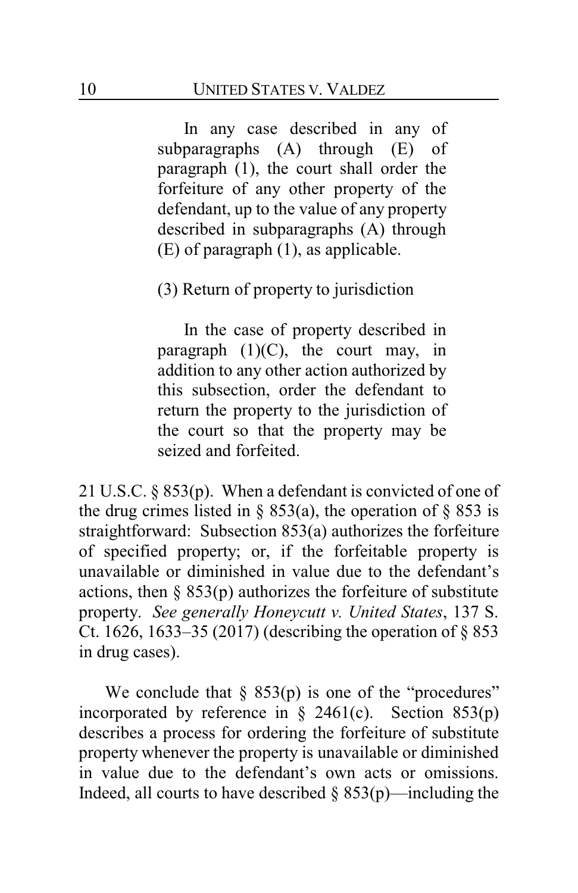> In any case described in any of subparagraphs (A) through (E) of paragraph (1), the court shall order the forfeiture of any other property of the defendant, up to the value of any property described in subparagraphs (A) through (E) of paragraph (1), as applicable.
>
> (3) Return of property to jurisdiction
>
> In the case of property described in paragraph (1)(C), the court may, in addition to any other action authorized by this subsection, order the defendant to return the property to the jurisdiction of the court so that the property may be seized and forfeited.

21 U.S.C. § 853(p). When a defendant is convicted of one of the drug crimes listed in § 853(a), the operation of § 853 is straightforward: Subsection 853(a) authorizes the forfeiture of specified property; or, if the forfeitable property is unavailable or diminished in value due to the defendant's actions, then § 853(p) authorizes the forfeiture of substitute property. *See generally Honeycutt v. United States*, 137 S. Ct. 1626, 1633–35 (2017) (describing the operation of § 853 in drug cases).

We conclude that § 853(p) is one of the "procedures" incorporated by reference in § 2461(c). Section 853(p) describes a process for ordering the forfeiture of substitute property whenever the property is unavailable or diminished in value due to the defendant's own acts or omissions. Indeed, all courts to have described § 853(p)—including the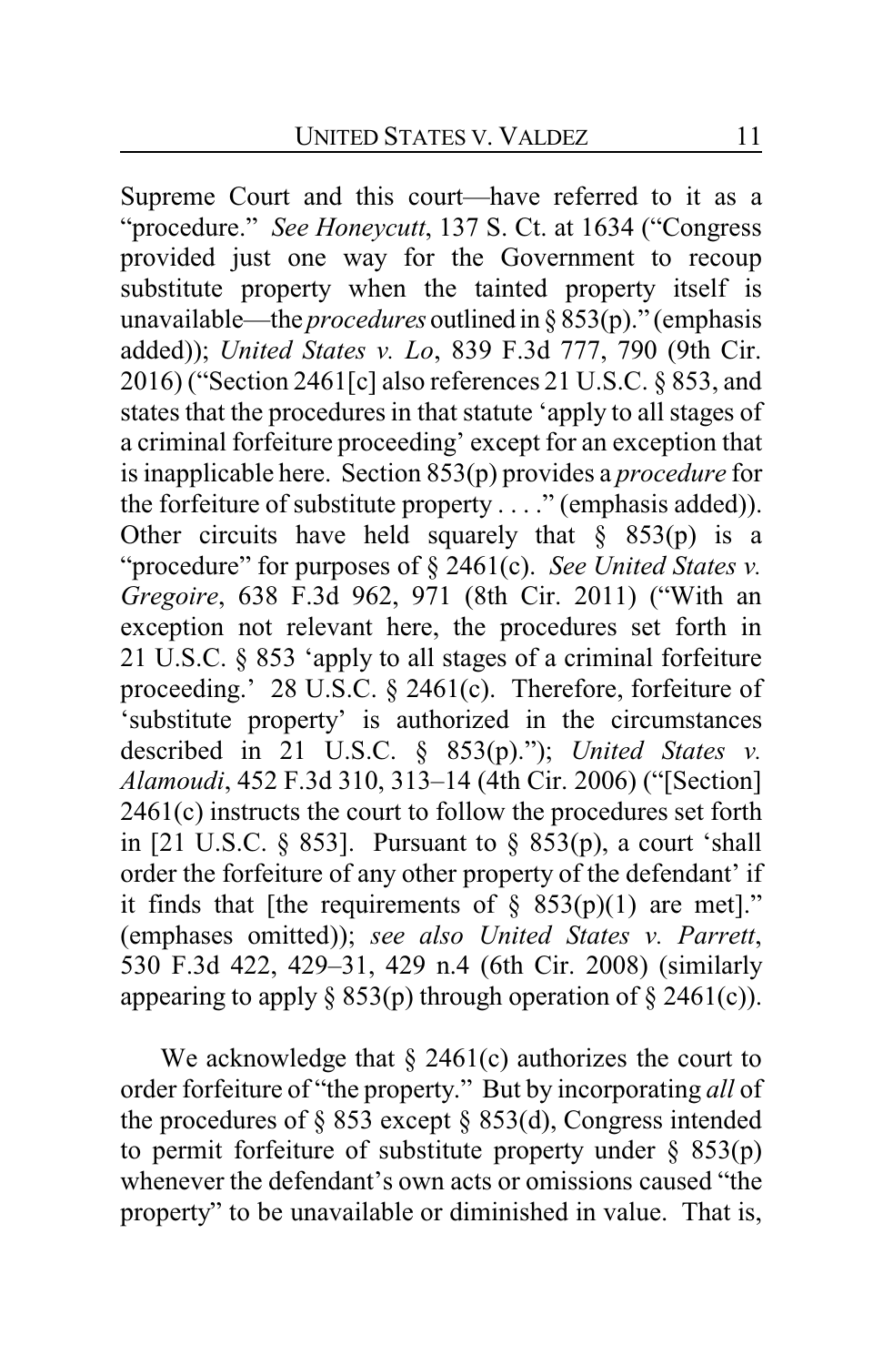Supreme Court and this court—have referred to it as a "procedure." *See Honeycutt*, 137 S. Ct. at 1634 ("Congress provided just one way for the Government to recoup substitute property when the tainted property itself is unavailable—the *procedures* outlined in § 853(p)." (emphasis added)); *United States v. Lo*, 839 F.3d 777, 790 (9th Cir. 2016) ("Section 2461[c] also references 21 U.S.C. § 853, and states that the procedures in that statute 'apply to all stages of a criminal forfeiture proceeding' except for an exception that is inapplicable here. Section 853(p) provides a *procedure* for the forfeiture of substitute property . . . ." (emphasis added)). Other circuits have held squarely that § 853(p) is a "procedure" for purposes of § 2461(c). *See United States v. Gregoire*, 638 F.3d 962, 971 (8th Cir. 2011) ("With an exception not relevant here, the procedures set forth in 21 U.S.C. § 853 'apply to all stages of a criminal forfeiture proceeding.' 28 U.S.C. § 2461(c). Therefore, forfeiture of 'substitute property' is authorized in the circumstances described in 21 U.S.C. § 853(p)."); *United States v. Alamoudi*, 452 F.3d 310, 313–14 (4th Cir. 2006) ("[Section] 2461(c) instructs the court to follow the procedures set forth in [21 U.S.C. § 853]. Pursuant to § 853(p), a court 'shall order the forfeiture of any other property of the defendant' if it finds that [the requirements of § 853(p)(1) are met]." (emphases omitted)); *see also United States v. Parrett*, 530 F.3d 422, 429–31, 429 n.4 (6th Cir. 2008) (similarly appearing to apply § 853(p) through operation of § 2461(c)).

We acknowledge that § 2461(c) authorizes the court to order forfeiture of "the property." But by incorporating *all* of the procedures of § 853 except § 853(d), Congress intended to permit forfeiture of substitute property under § 853(p) whenever the defendant's own acts or omissions caused "the property" to be unavailable or diminished in value. That is,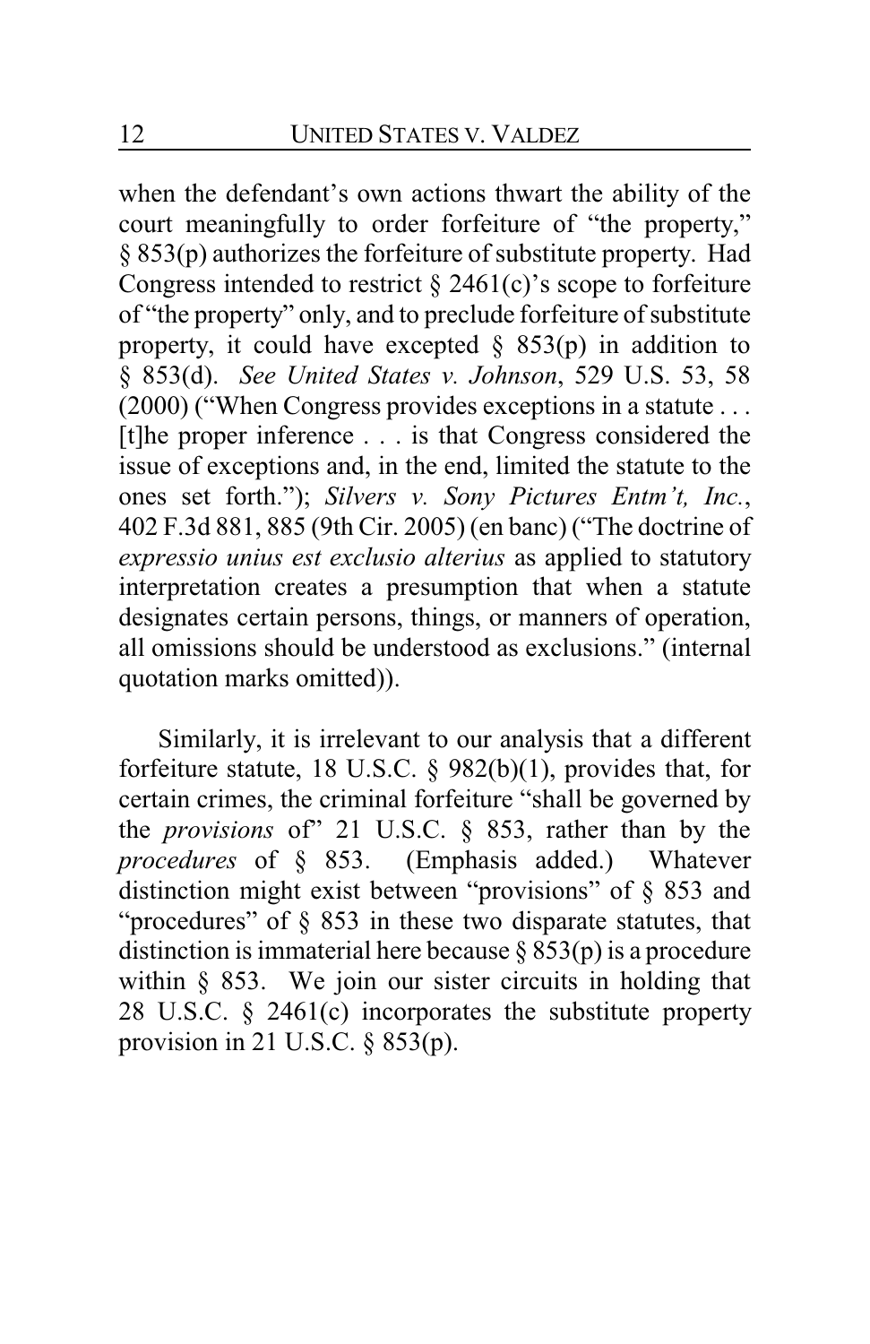when the defendant's own actions thwart the ability of the court meaningfully to order forfeiture of "the property," § 853(p) authorizes the forfeiture of substitute property. Had Congress intended to restrict § 2461(c)'s scope to forfeiture of "the property" only, and to preclude forfeiture of substitute property, it could have excepted § 853(p) in addition to § 853(d). *See United States v. Johnson*, 529 U.S. 53, 58 (2000) ("When Congress provides exceptions in a statute . . . [t]he proper inference . . . is that Congress considered the issue of exceptions and, in the end, limited the statute to the ones set forth."); *Silvers v. Sony Pictures Entm't, Inc.*, 402 F.3d 881, 885 (9th Cir. 2005) (en banc) ("The doctrine of *expressio unius est exclusio alterius* as applied to statutory interpretation creates a presumption that when a statute designates certain persons, things, or manners of operation, all omissions should be understood as exclusions." (internal quotation marks omitted)).

Similarly, it is irrelevant to our analysis that a different forfeiture statute, 18 U.S.C. § 982(b)(1), provides that, for certain crimes, the criminal forfeiture "shall be governed by the *provisions* of" 21 U.S.C. § 853, rather than by the *procedures* of § 853. (Emphasis added.) Whatever distinction might exist between "provisions" of § 853 and "procedures" of § 853 in these two disparate statutes, that distinction is immaterial here because § 853(p) is a procedure within § 853. We join our sister circuits in holding that 28 U.S.C. § 2461(c) incorporates the substitute property provision in 21 U.S.C. § 853(p).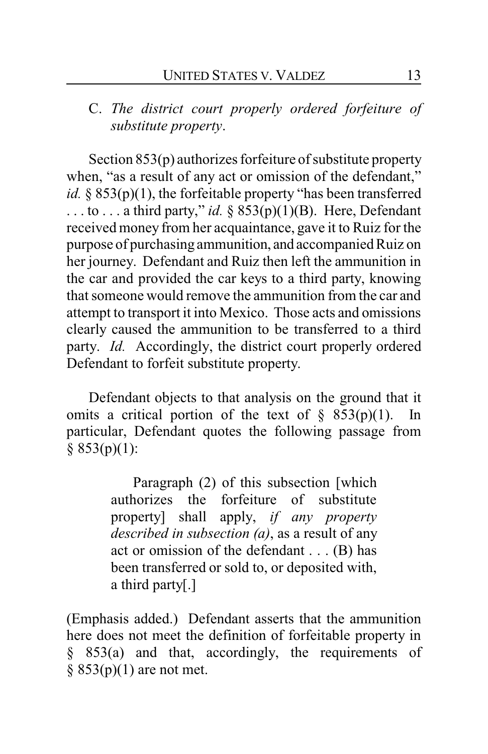C. *The district court properly ordered forfeiture of substitute property*.

Section 853(p) authorizes forfeiture of substitute property when, "as a result of any act or omission of the defendant," *id.* § 853(p)(1), the forfeitable property "has been transferred . . . to . . . a third party," *id.* § 853(p)(1)(B). Here, Defendant received money from her acquaintance, gave it to Ruiz for the purpose of purchasing ammunition, and accompanied Ruiz on her journey. Defendant and Ruiz then left the ammunition in the car and provided the car keys to a third party, knowing that someone would remove the ammunition from the car and attempt to transport it into Mexico. Those acts and omissions clearly caused the ammunition to be transferred to a third party. *Id.* Accordingly, the district court properly ordered Defendant to forfeit substitute property.

Defendant objects to that analysis on the ground that it omits a critical portion of the text of § 853(p)(1). In particular, Defendant quotes the following passage from § 853(p)(1):

> Paragraph (2) of this subsection [which authorizes the forfeiture of substitute property] shall apply, *if any property described in subsection (a)*, as a result of any act or omission of the defendant . . . (B) has been transferred or sold to, or deposited with, a third party[.]

(Emphasis added.) Defendant asserts that the ammunition here does not meet the definition of forfeitable property in § 853(a) and that, accordingly, the requirements of § 853(p)(1) are not met.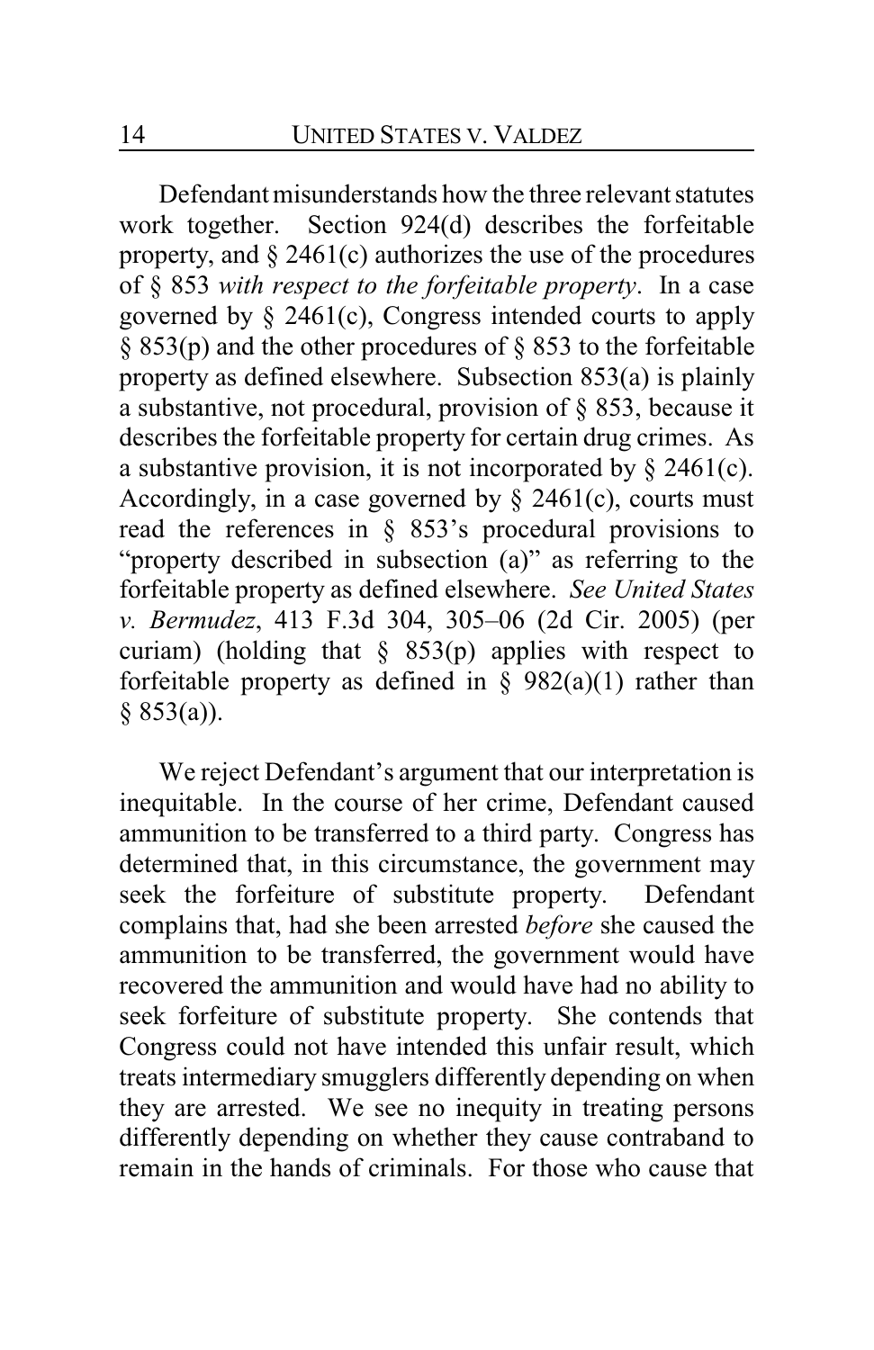Defendant misunderstands how the three relevant statutes work together. Section 924(d) describes the forfeitable property, and § 2461(c) authorizes the use of the procedures of § 853 *with respect to the forfeitable property*. In a case governed by § 2461(c), Congress intended courts to apply § 853(p) and the other procedures of § 853 to the forfeitable property as defined elsewhere. Subsection 853(a) is plainly a substantive, not procedural, provision of § 853, because it describes the forfeitable property for certain drug crimes. As a substantive provision, it is not incorporated by § 2461(c). Accordingly, in a case governed by § 2461(c), courts must read the references in § 853's procedural provisions to "property described in subsection (a)" as referring to the forfeitable property as defined elsewhere. *See United States v. Bermudez*, 413 F.3d 304, 305–06 (2d Cir. 2005) (per curiam) (holding that § 853(p) applies with respect to forfeitable property as defined in § 982(a)(1) rather than § 853(a)).

We reject Defendant's argument that our interpretation is inequitable. In the course of her crime, Defendant caused ammunition to be transferred to a third party. Congress has determined that, in this circumstance, the government may seek the forfeiture of substitute property. Defendant complains that, had she been arrested *before* she caused the ammunition to be transferred, the government would have recovered the ammunition and would have had no ability to seek forfeiture of substitute property. She contends that Congress could not have intended this unfair result, which treats intermediary smugglers differently depending on when they are arrested. We see no inequity in treating persons differently depending on whether they cause contraband to remain in the hands of criminals. For those who cause that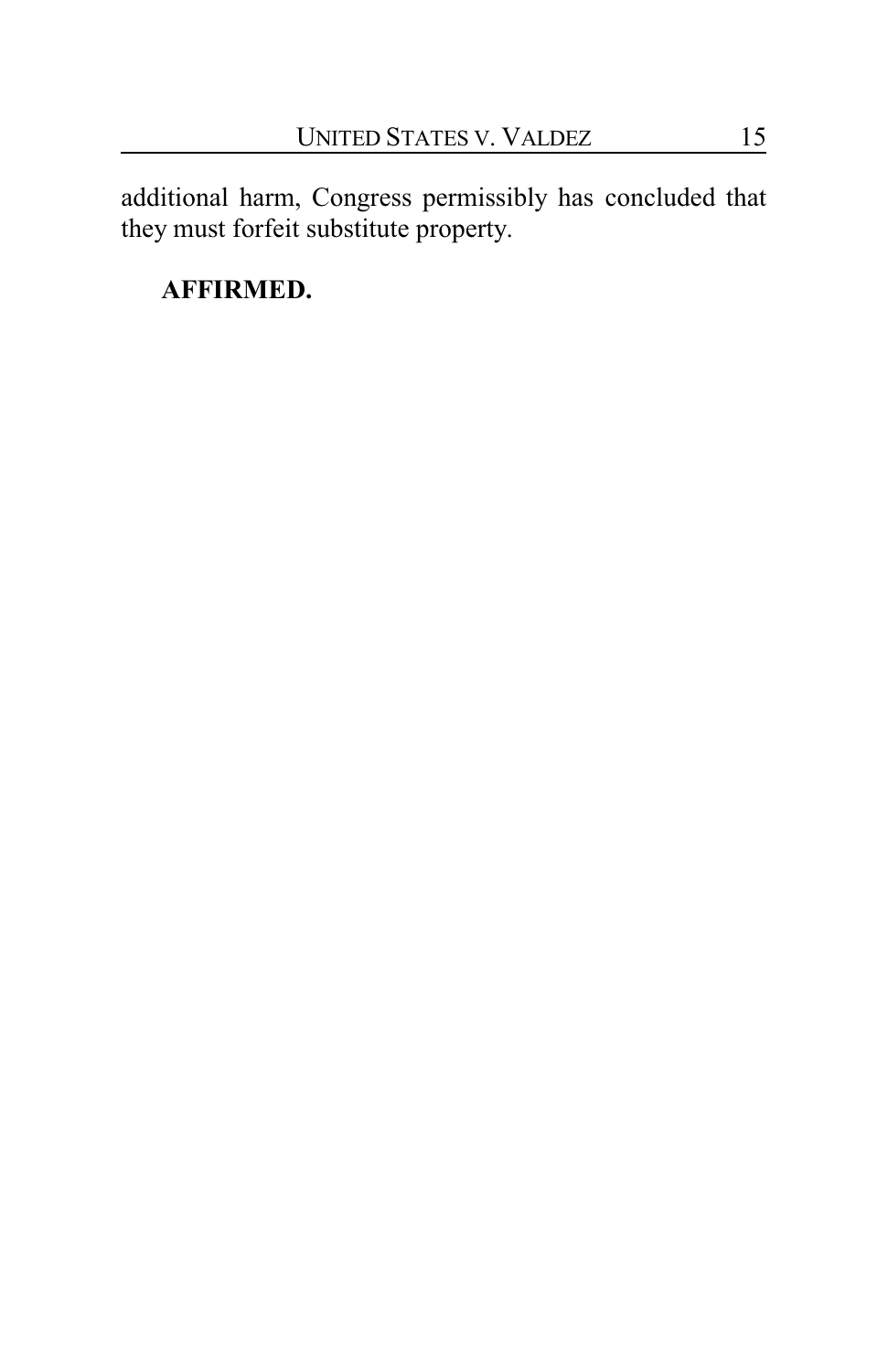additional harm, Congress permissibly has concluded that they must forfeit substitute property.

**AFFIRMED.**